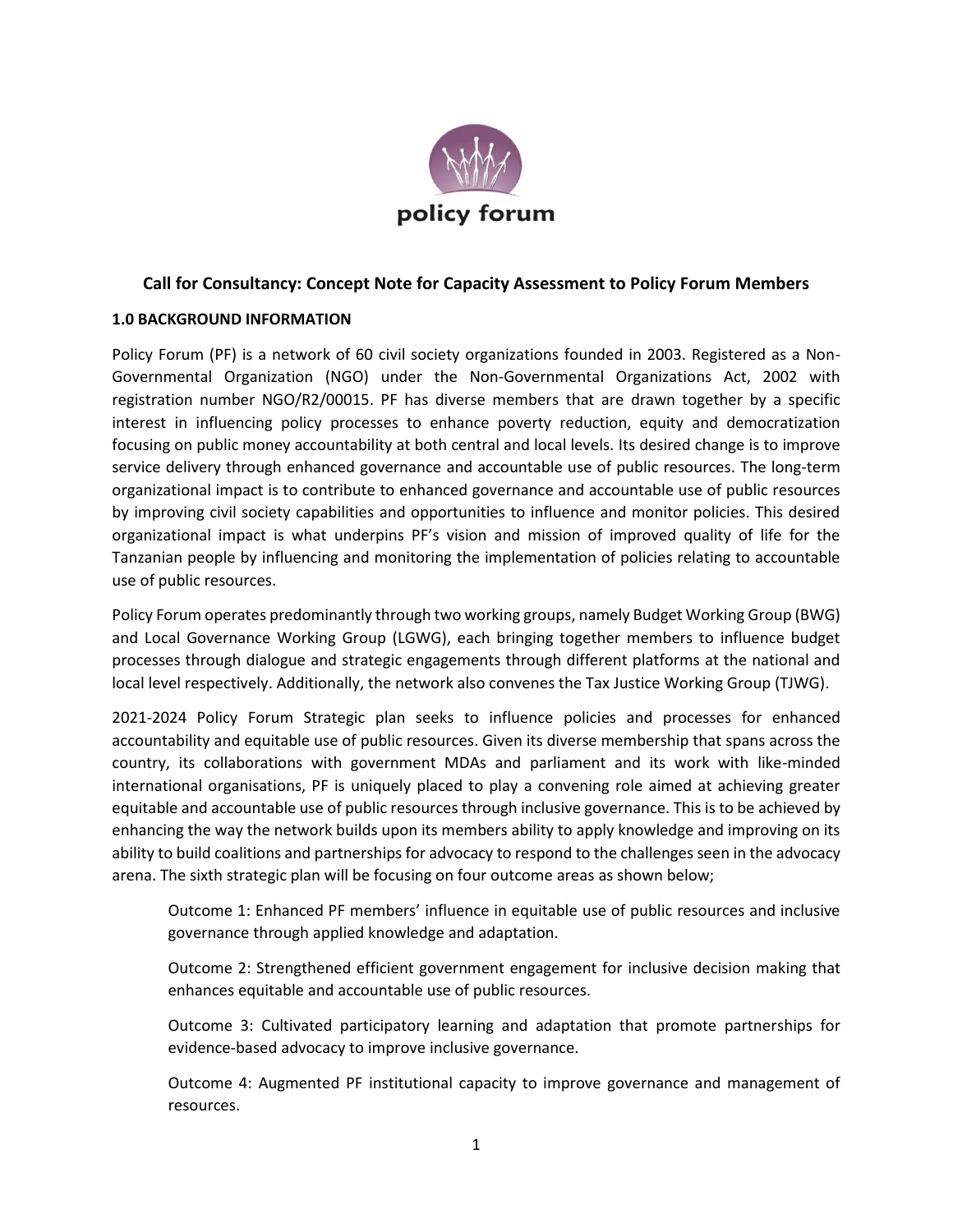## Call for Consultancy: Concept Note for Capacity Assessment to Policy Forum Members

### 1.0 BACKGROUND INFORMATION

Policy Forum (PF) is a network of 60 civil society organizations founded in 2003. Registered as a Non-Governmental Organization (NGO) under the Non-Governmental Organizations Act, 2002 with registration number NGO/R2/00015. PF has diverse members that are drawn together by a specific interest in influencing policy processes to enhance poverty reduction, equity and democratization focusing on public money accountability at both central and local levels. Its desired change is to improve service delivery through enhanced governance and accountable use of public resources. The long-term organizational impact is to contribute to enhanced governance and accountable use of public resources by improving civil society capabilities and opportunities to influence and monitor policies. This desired organizational impact is what underpins PF's vision and mission of improved quality of life for the Tanzanian people by influencing and monitoring the implementation of policies relating to accountable use of public resources.

Policy Forum operates predominantly through two working groups, namely Budget Working Group (BWG) and Local Governance Working Group (LGWG), each bringing together members to influence budget processes through dialogue and strategic engagements through different platforms at the national and local level respectively. Additionally, the network also convenes the Tax Justice Working Group (TJWG).

2021-2024 Policy Forum Strategic plan seeks to influence policies and processes for enhanced accountability and equitable use of public resources. Given its diverse membership that spans across the country, its collaborations with government MDAs and parliament and its work with like-minded international organisations, PF is uniquely placed to play a convening role aimed at achieving greater equitable and accountable use of public resources through inclusive governance. This is to be achieved by enhancing the way the network builds upon its members ability to apply knowledge and improving on its ability to build coalitions and partnerships for advocacy to respond to the challenges seen in the advocacy arena. The sixth strategic plan will be focusing on four outcome areas as shown below;

Outcome 1: Enhanced PF members' influence in equitable use of public resources and inclusive governance through applied knowledge and adaptation.

Outcome 2: Strengthened efficient government engagement for inclusive decision making that enhances equitable and accountable use of public resources.

Outcome 3: Cultivated participatory learning and adaptation that promote partnerships for evidence-based advocacy to improve inclusive governance.

Outcome 4: Augmented PF institutional capacity to improve governance and management of resources.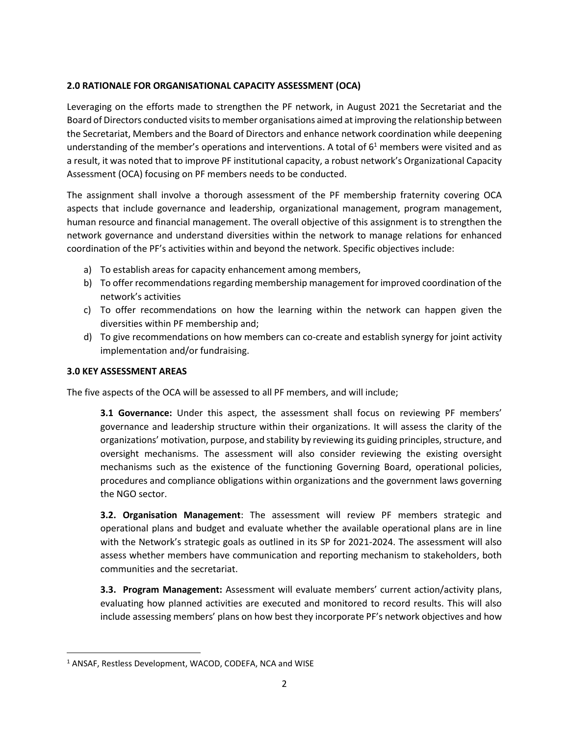## 2.0 RATIONALE FOR ORGANISATIONAL CAPACITY ASSESSMENT (OCA)

Leveraging on the efforts made to strengthen the PF network, in August 2021 the Secretariat and the Board of Directors conducted visits to member organisations aimed at improving the relationship between the Secretariat, Members and the Board of Directors and enhance network coordination while deepening understanding of the member's operations and interventions. A total of 6[1] members were visited and as a result, it was noted that to improve PF institutional capacity, a robust network's Organizational Capacity Assessment (OCA) focusing on PF members needs to be conducted.

The assignment shall involve a thorough assessment of the PF membership fraternity covering OCA aspects that include governance and leadership, organizational management, program management, human resource and financial management. The overall objective of this assignment is to strengthen the network governance and understand diversities within the network to manage relations for enhanced coordination of the PF's activities within and beyond the network. Specific objectives include:

a) To establish areas for capacity enhancement among members,
b) To offer recommendations regarding membership management for improved coordination of the network's activities
c) To offer recommendations on how the learning within the network can happen given the diversities within PF membership and;
d) To give recommendations on how members can co-create and establish synergy for joint activity implementation and/or fundraising.

## 3.0 KEY ASSESSMENT AREAS

The five aspects of the OCA will be assessed to all PF members, and will include;

**3.1 Governance:** Under this aspect, the assessment shall focus on reviewing PF members' governance and leadership structure within their organizations. It will assess the clarity of the organizations' motivation, purpose, and stability by reviewing its guiding principles, structure, and oversight mechanisms. The assessment will also consider reviewing the existing oversight mechanisms such as the existence of the functioning Governing Board, operational policies, procedures and compliance obligations within organizations and the government laws governing the NGO sector.

**3.2. Organisation Management**: The assessment will review PF members strategic and operational plans and budget and evaluate whether the available operational plans are in line with the Network's strategic goals as outlined in its SP for 2021-2024. The assessment will also assess whether members have communication and reporting mechanism to stakeholders, both communities and the secretariat.

**3.3. Program Management:** Assessment will evaluate members' current action/activity plans, evaluating how planned activities are executed and monitored to record results. This will also include assessing members' plans on how best they incorporate PF's network objectives and how

---

[1] ANSAF, Restless Development, WACOD, CODEFA, NCA and WISE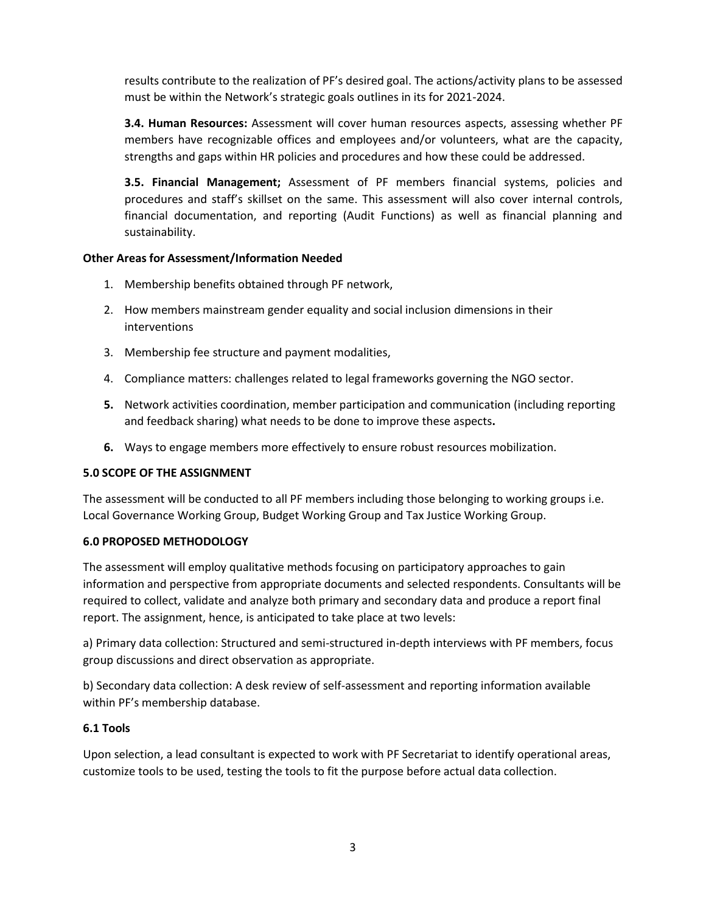results contribute to the realization of PF's desired goal. The actions/activity plans to be assessed must be within the Network's strategic goals outlines in its for 2021-2024.

**3.4. Human Resources:** Assessment will cover human resources aspects, assessing whether PF members have recognizable offices and employees and/or volunteers, what are the capacity, strengths and gaps within HR policies and procedures and how these could be addressed.

**3.5. Financial Management;** Assessment of PF members financial systems, policies and procedures and staff's skillset on the same. This assessment will also cover internal controls, financial documentation, and reporting (Audit Functions) as well as financial planning and sustainability.

**Other Areas for Assessment/Information Needed**

1. Membership benefits obtained through PF network,
2. How members mainstream gender equality and social inclusion dimensions in their interventions
3. Membership fee structure and payment modalities,
4. Compliance matters: challenges related to legal frameworks governing the NGO sector.
5. Network activities coordination, member participation and communication (including reporting and feedback sharing) what needs to be done to improve these aspects.
6. Ways to engage members more effectively to ensure robust resources mobilization.

**5.0 SCOPE OF THE ASSIGNMENT**

The assessment will be conducted to all PF members including those belonging to working groups i.e. Local Governance Working Group, Budget Working Group and Tax Justice Working Group.

**6.0 PROPOSED METHODOLOGY**

The assessment will employ qualitative methods focusing on participatory approaches to gain information and perspective from appropriate documents and selected respondents. Consultants will be required to collect, validate and analyze both primary and secondary data and produce a report final report. The assignment, hence, is anticipated to take place at two levels:

a) Primary data collection: Structured and semi-structured in-depth interviews with PF members, focus group discussions and direct observation as appropriate.

b) Secondary data collection: A desk review of self-assessment and reporting information available within PF's membership database.

**6.1 Tools**

Upon selection, a lead consultant is expected to work with PF Secretariat to identify operational areas, customize tools to be used, testing the tools to fit the purpose before actual data collection.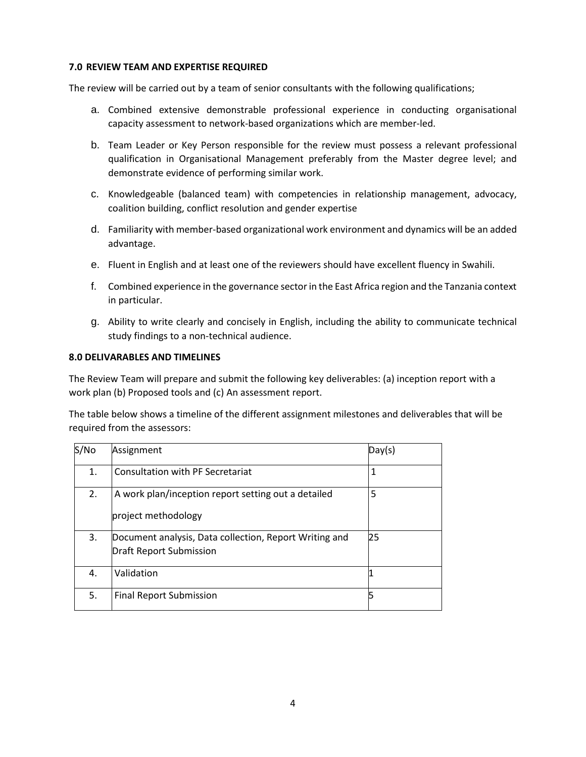### 7.0 REVIEW TEAM AND EXPERTISE REQUIRED

The review will be carried out by a team of senior consultants with the following qualifications;

a. Combined extensive demonstrable professional experience in conducting organisational capacity assessment to network-based organizations which are member-led.

b. Team Leader or Key Person responsible for the review must possess a relevant professional qualification in Organisational Management preferably from the Master degree level; and demonstrate evidence of performing similar work.

c. Knowledgeable (balanced team) with competencies in relationship management, advocacy, coalition building, conflict resolution and gender expertise

d. Familiarity with member-based organizational work environment and dynamics will be an added advantage.

e. Fluent in English and at least one of the reviewers should have excellent fluency in Swahili.

f. Combined experience in the governance sector in the East Africa region and the Tanzania context in particular.

g. Ability to write clearly and concisely in English, including the ability to communicate technical study findings to a non-technical audience.

### 8.0 DELIVARABLES AND TIMELINES

The Review Team will prepare and submit the following key deliverables: (a) inception report with a work plan (b) Proposed tools and (c) An assessment report.

The table below shows a timeline of the different assignment milestones and deliverables that will be required from the assessors:

| S/No | Assignment | Day(s) |
|---|---|---|
| 1. | Consultation with PF Secretariat | 1 |
| 2. | A work plan/inception report setting out a detailed project methodology | 5 |
| 3. | Document analysis, Data collection, Report Writing and Draft Report Submission | 25 |
| 4. | Validation | 1 |
| 5. | Final Report Submission | 5 |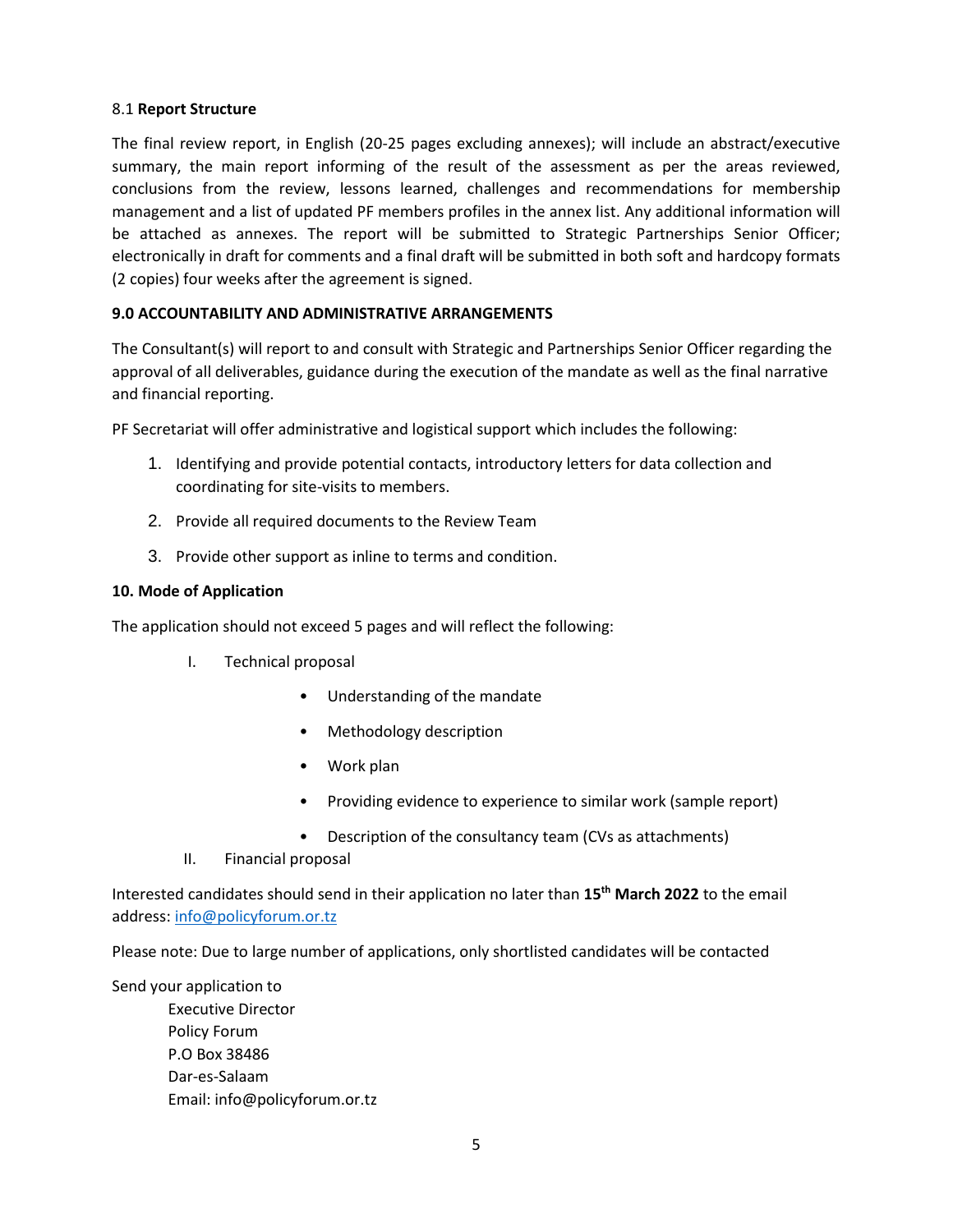8.1 **Report Structure**

The final review report, in English (20-25 pages excluding annexes); will include an abstract/executive summary, the main report informing of the result of the assessment as per the areas reviewed, conclusions from the review, lessons learned, challenges and recommendations for membership management and a list of updated PF members profiles in the annex list. Any additional information will be attached as annexes. The report will be submitted to Strategic Partnerships Senior Officer; electronically in draft for comments and a final draft will be submitted in both soft and hardcopy formats (2 copies) four weeks after the agreement is signed.

**9.0 ACCOUNTABILITY AND ADMINISTRATIVE ARRANGEMENTS**

The Consultant(s) will report to and consult with Strategic and Partnerships Senior Officer regarding the approval of all deliverables, guidance during the execution of the mandate as well as the final narrative and financial reporting.

PF Secretariat will offer administrative and logistical support which includes the following:

1. Identifying and provide potential contacts, introductory letters for data collection and coordinating for site-visits to members.
2. Provide all required documents to the Review Team
3. Provide other support as inline to terms and condition.

**10. Mode of Application**

The application should not exceed 5 pages and will reflect the following:

I. Technical proposal
   - Understanding of the mandate
   - Methodology description
   - Work plan
   - Providing evidence to experience to similar work (sample report)
   - Description of the consultancy team (CVs as attachments)

II. Financial proposal

Interested candidates should send in their application no later than **15th March 2022** to the email address: info@policyforum.or.tz

Please note: Due to large number of applications, only shortlisted candidates will be contacted

Send your application to

Executive Director
Policy Forum
P.O Box 38486
Dar-es-Salaam
Email: info@policyforum.or.tz